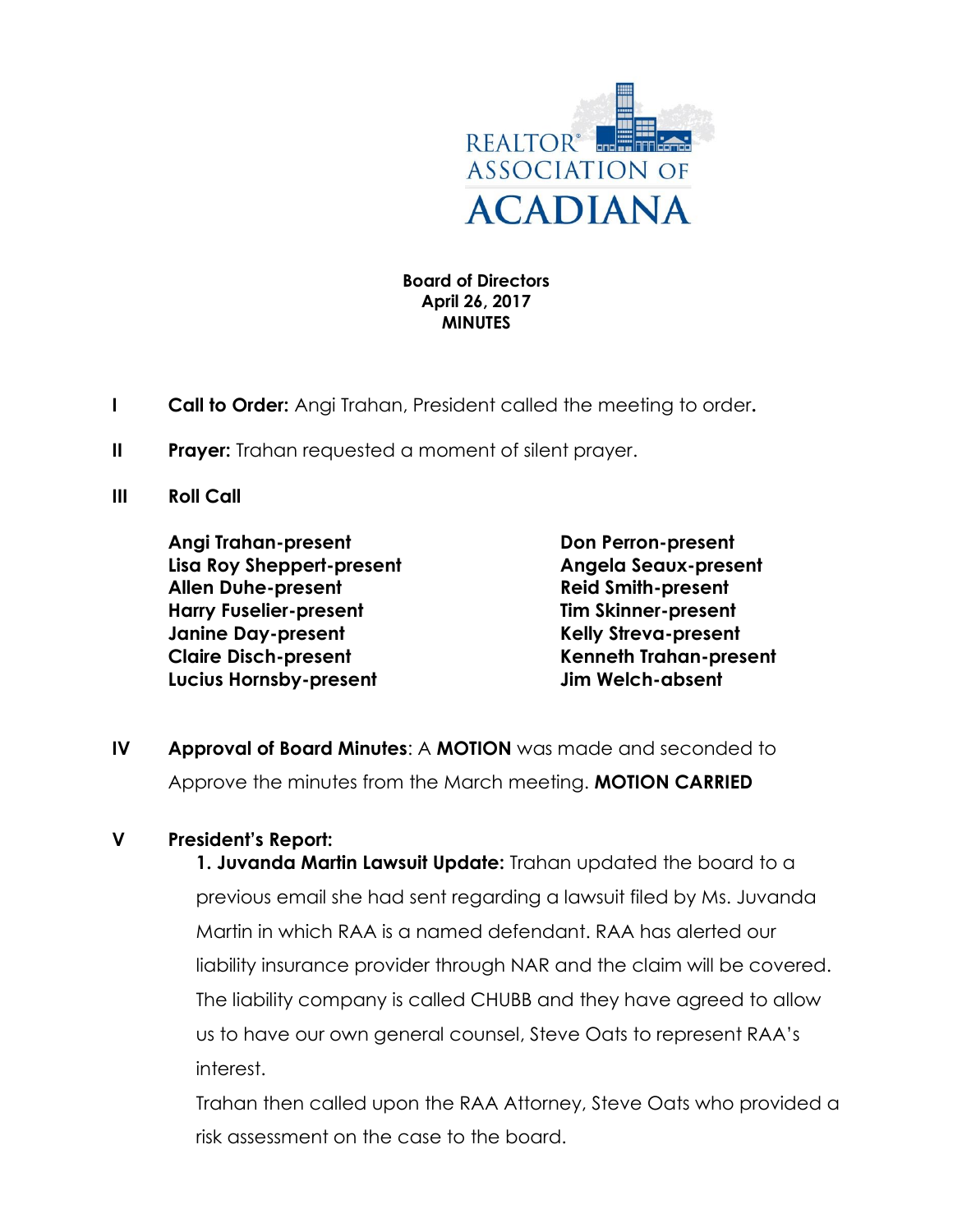REALTOR® ASSOCIATION OF ACADIANA

**Board of Directors**
**April 26, 2017**
**MINUTES**

**I** **Call to Order:** Angi Trahan, President called the meeting to order.

**II** **Prayer:** Trahan requested a moment of silent prayer.

**III** **Roll Call**

**Angi Trahan-present**
**Lisa Roy Sheppert-present**
**Allen Duhe-present**
**Harry Fuselier-present**
**Janine Day-present**
**Claire Disch-present**
**Lucius Hornsby-present**
**Don Perron-present**
**Angela Seaux-present**
**Reid Smith-present**
**Tim Skinner-present**
**Kelly Streva-present**
**Kenneth Trahan-present**
**Jim Welch-absent**

**IV** **Approval of Board Minutes**: A **MOTION** was made and seconded to Approve the minutes from the March meeting. **MOTION CARRIED**

**V** **President's Report:**

**1. Juvanda Martin Lawsuit Update:** Trahan updated the board to a previous email she had sent regarding a lawsuit filed by Ms. Juvanda Martin in which RAA is a named defendant. RAA has alerted our liability insurance provider through NAR and the claim will be covered. The liability company is called CHUBB and they have agreed to allow us to have our own general counsel, Steve Oats to represent RAA's interest.

Trahan then called upon the RAA Attorney, Steve Oats who provided a risk assessment on the case to the board.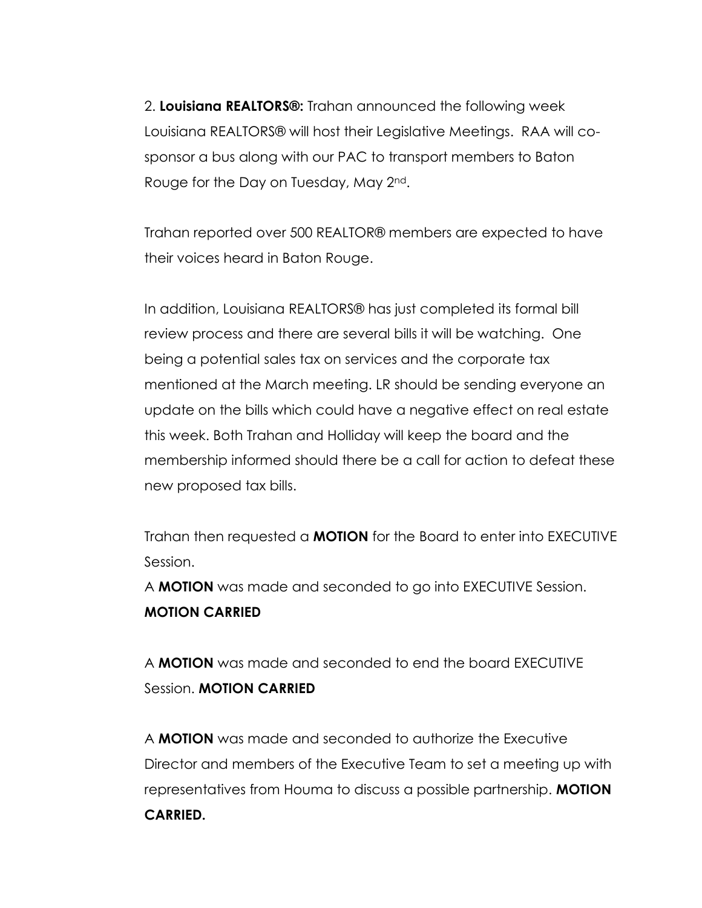2. **Louisiana REALTORS®:** Trahan announced the following week Louisiana REALTORS® will host their Legislative Meetings. RAA will co-sponsor a bus along with our PAC to transport members to Baton Rouge for the Day on Tuesday, May 2nd.

Trahan reported over 500 REALTOR® members are expected to have their voices heard in Baton Rouge.

In addition, Louisiana REALTORS® has just completed its formal bill review process and there are several bills it will be watching. One being a potential sales tax on services and the corporate tax mentioned at the March meeting. LR should be sending everyone an update on the bills which could have a negative effect on real estate this week. Both Trahan and Holliday will keep the board and the membership informed should there be a call for action to defeat these new proposed tax bills.

Trahan then requested a **MOTION** for the Board to enter into EXECUTIVE Session.

A **MOTION** was made and seconded to go into EXECUTIVE Session. **MOTION CARRIED**

A **MOTION** was made and seconded to end the board EXECUTIVE Session. **MOTION CARRIED**

A **MOTION** was made and seconded to authorize the Executive Director and members of the Executive Team to set a meeting up with representatives from Houma to discuss a possible partnership. **MOTION CARRIED.**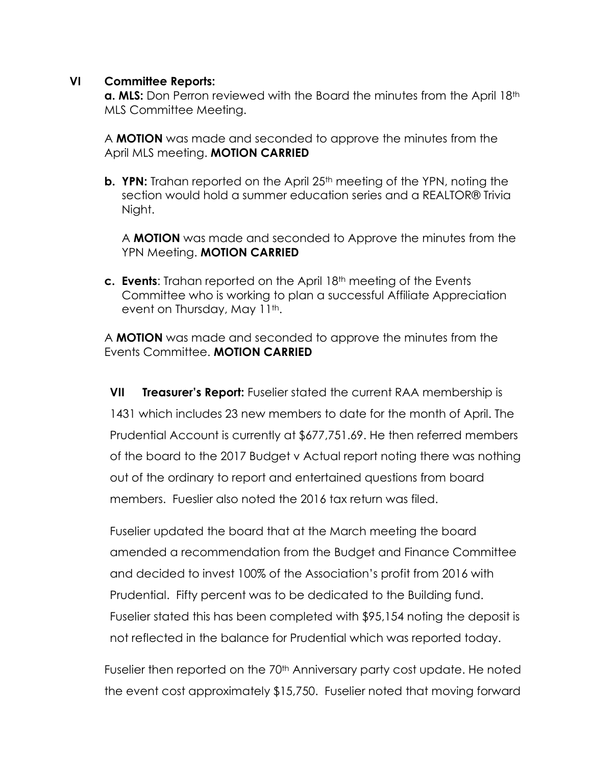## VI Committee Reports:

**a. MLS:** Don Perron reviewed with the Board the minutes from the April 18th MLS Committee Meeting.

A **MOTION** was made and seconded to approve the minutes from the April MLS meeting. **MOTION CARRIED**

**b. YPN:** Trahan reported on the April 25th meeting of the YPN, noting the section would hold a summer education series and a REALTOR® Trivia Night.

A **MOTION** was made and seconded to Approve the minutes from the YPN Meeting. **MOTION CARRIED**

**c. Events**: Trahan reported on the April 18th meeting of the Events Committee who is working to plan a successful Affiliate Appreciation event on Thursday, May 11th.

A **MOTION** was made and seconded to approve the minutes from the Events Committee. **MOTION CARRIED**

## VII Treasurer's Report:

**Treasurer's Report:** Fuselier stated the current RAA membership is 1431 which includes 23 new members to date for the month of April. The Prudential Account is currently at $677,751.69. He then referred members of the board to the 2017 Budget v Actual report noting there was nothing out of the ordinary to report and entertained questions from board members. Fueslier also noted the 2016 tax return was filed.

Fuselier updated the board that at the March meeting the board amended a recommendation from the Budget and Finance Committee and decided to invest 100% of the Association's profit from 2016 with Prudential. Fifty percent was to be dedicated to the Building fund. Fuselier stated this has been completed with $95,154 noting the deposit is not reflected in the balance for Prudential which was reported today.

Fuselier then reported on the 70th Anniversary party cost update. He noted the event cost approximately $15,750. Fuselier noted that moving forward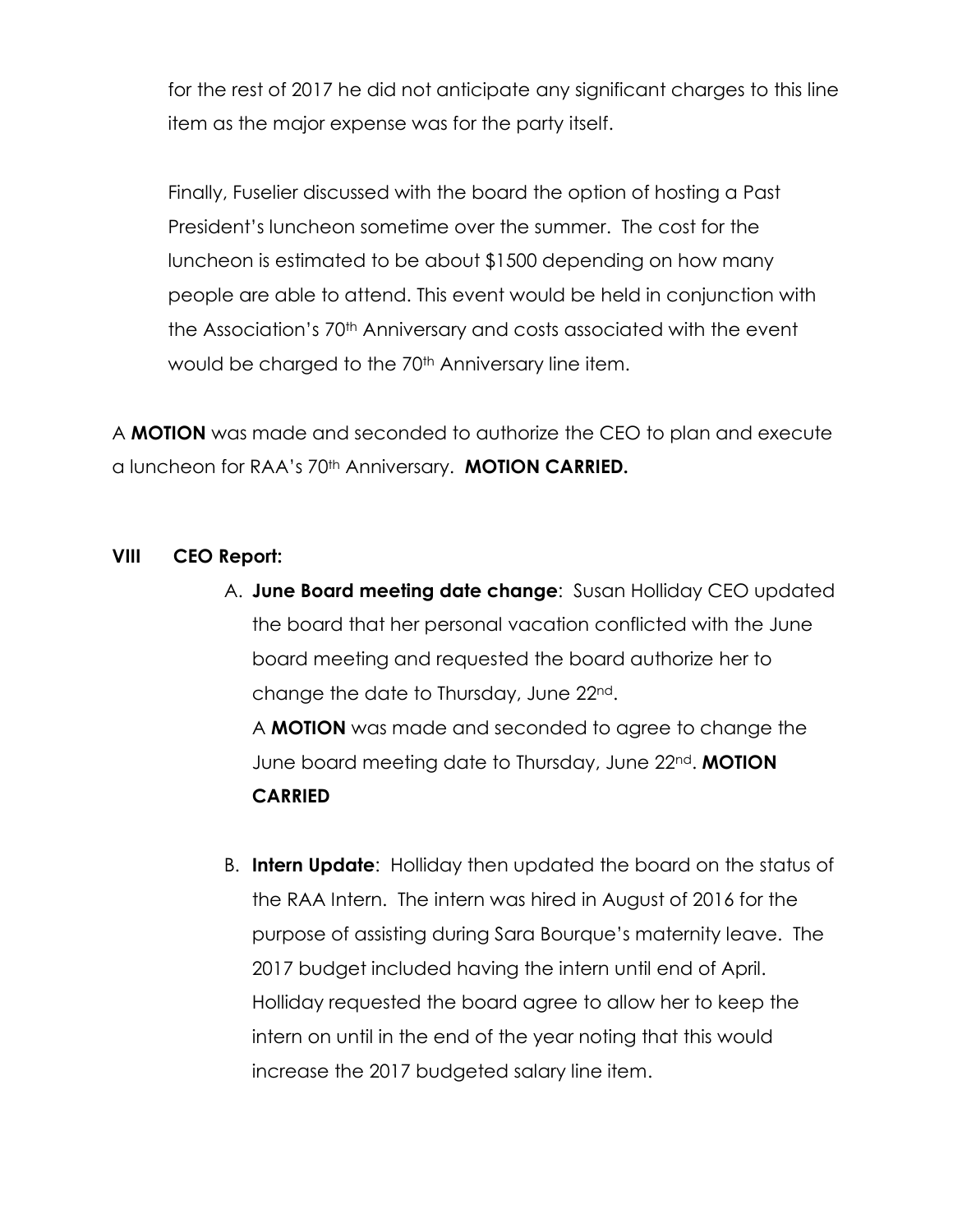for the rest of 2017 he did not anticipate any significant charges to this line item as the major expense was for the party itself.

Finally, Fuselier discussed with the board the option of hosting a Past President's luncheon sometime over the summer. The cost for the luncheon is estimated to be about $1500 depending on how many people are able to attend. This event would be held in conjunction with the Association's 70th Anniversary and costs associated with the event would be charged to the 70th Anniversary line item.

A **MOTION** was made and seconded to authorize the CEO to plan and execute a luncheon for RAA's 70th Anniversary. **MOTION CARRIED.**

**VIII CEO Report:**

A. **June Board meeting date change**: Susan Holliday CEO updated the board that her personal vacation conflicted with the June board meeting and requested the board authorize her to change the date to Thursday, June 22nd.

   A **MOTION** was made and seconded to agree to change the June board meeting date to Thursday, June 22nd. **MOTION CARRIED**

B. **Intern Update**: Holliday then updated the board on the status of the RAA Intern. The intern was hired in August of 2016 for the purpose of assisting during Sara Bourque's maternity leave. The 2017 budget included having the intern until end of April. Holliday requested the board agree to allow her to keep the intern on until in the end of the year noting that this would increase the 2017 budgeted salary line item.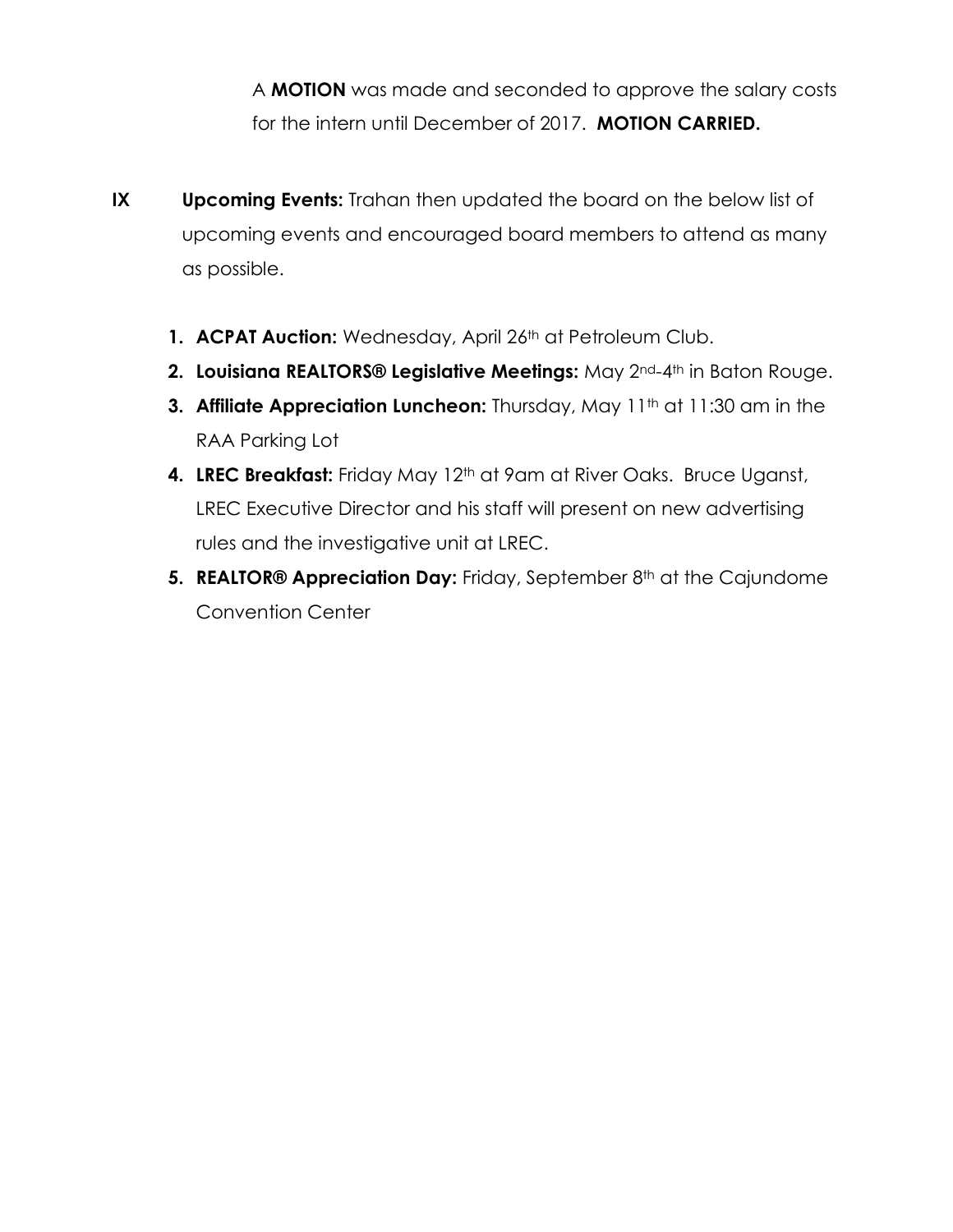A **MOTION** was made and seconded to approve the salary costs for the intern until December of 2017. **MOTION CARRIED.**

**IX Upcoming Events:** Trahan then updated the board on the below list of upcoming events and encouraged board members to attend as many as possible.

1. **ACPAT Auction:** Wednesday, April 26th at Petroleum Club.
2. **Louisiana REALTORS® Legislative Meetings:** May 2nd-4th in Baton Rouge.
3. **Affiliate Appreciation Luncheon:** Thursday, May 11th at 11:30 am in the RAA Parking Lot
4. **LREC Breakfast:** Friday May 12th at 9am at River Oaks. Bruce Uganst, LREC Executive Director and his staff will present on new advertising rules and the investigative unit at LREC.
5. **REALTOR® Appreciation Day:** Friday, September 8th at the Cajundome Convention Center